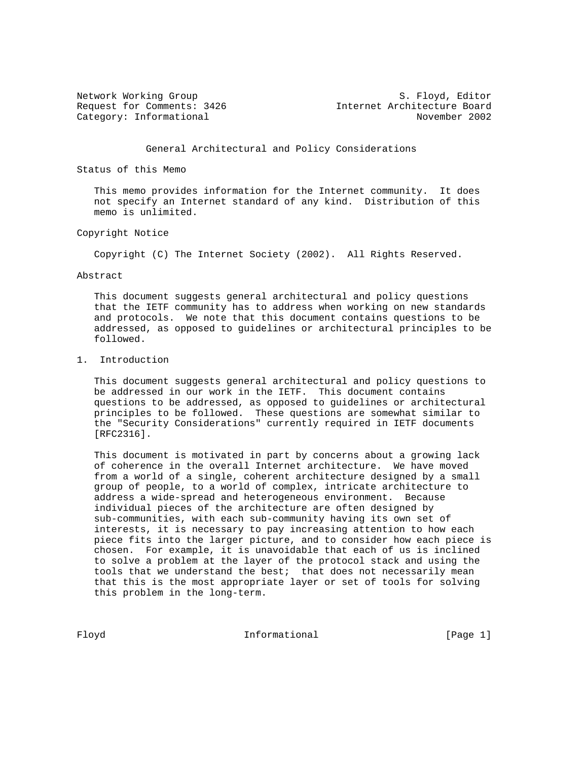Network Working Group S. Floyd, Editor
Request for Comments: 3426 Internet Architecture Board
Category: Informational November 2002

# General Architectural and Policy Considerations

## Status of this Memo

This memo provides information for the Internet community. It does not specify an Internet standard of any kind. Distribution of this memo is unlimited.

## Copyright Notice

Copyright (C) The Internet Society (2002). All Rights Reserved.

## Abstract

This document suggests general architectural and policy questions that the IETF community has to address when working on new standards and protocols. We note that this document contains questions to be addressed, as opposed to guidelines or architectural principles to be followed.

## 1. Introduction

This document suggests general architectural and policy questions to be addressed in our work in the IETF. This document contains questions to be addressed, as opposed to guidelines or architectural principles to be followed. These questions are somewhat similar to the "Security Considerations" currently required in IETF documents [RFC2316].

This document is motivated in part by concerns about a growing lack of coherence in the overall Internet architecture. We have moved from a world of a single, coherent architecture designed by a small group of people, to a world of complex, intricate architecture to address a wide-spread and heterogeneous environment. Because individual pieces of the architecture are often designed by sub-communities, with each sub-community having its own set of interests, it is necessary to pay increasing attention to how each piece fits into the larger picture, and to consider how each piece is chosen. For example, it is unavoidable that each of us is inclined to solve a problem at the layer of the protocol stack and using the tools that we understand the best; that does not necessarily mean that this is the most appropriate layer or set of tools for solving this problem in the long-term.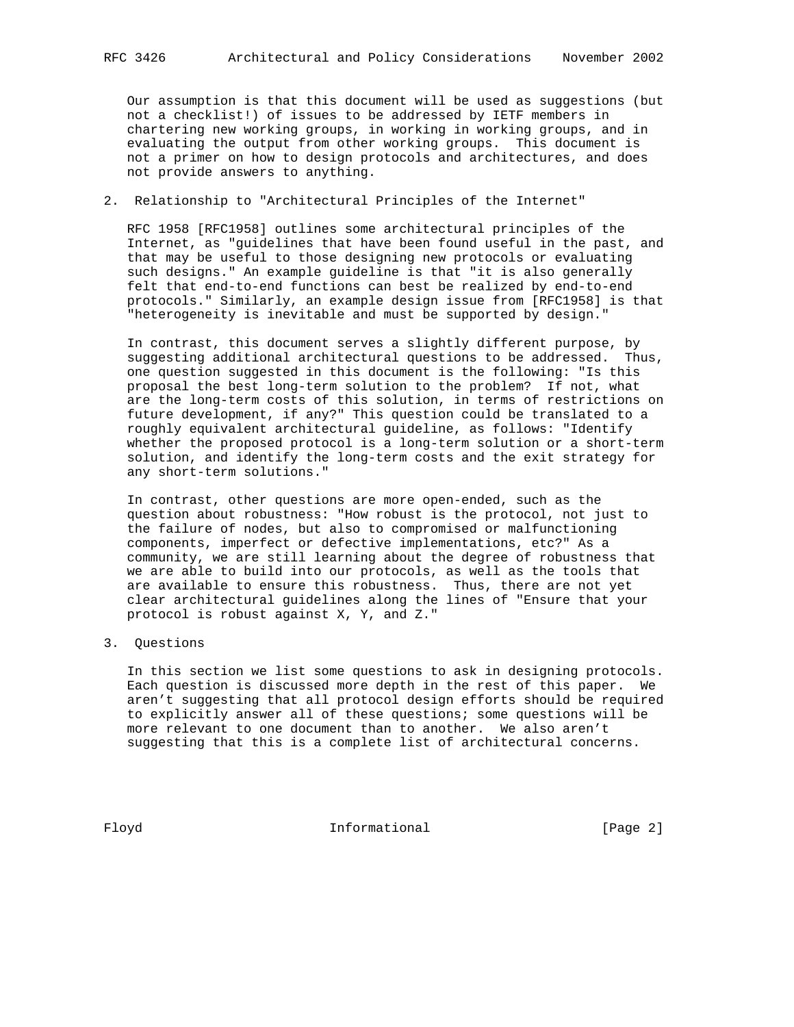Our assumption is that this document will be used as suggestions (but not a checklist!) of issues to be addressed by IETF members in chartering new working groups, in working in working groups, and in evaluating the output from other working groups. This document is not a primer on how to design protocols and architectures, and does not provide answers to anything.

## 2. Relationship to "Architectural Principles of the Internet"

RFC 1958 [RFC1958] outlines some architectural principles of the Internet, as "guidelines that have been found useful in the past, and that may be useful to those designing new protocols or evaluating such designs." An example guideline is that "it is also generally felt that end-to-end functions can best be realized by end-to-end protocols." Similarly, an example design issue from [RFC1958] is that "heterogeneity is inevitable and must be supported by design."

In contrast, this document serves a slightly different purpose, by suggesting additional architectural questions to be addressed. Thus, one question suggested in this document is the following: "Is this proposal the best long-term solution to the problem? If not, what are the long-term costs of this solution, in terms of restrictions on future development, if any?" This question could be translated to a roughly equivalent architectural guideline, as follows: "Identify whether the proposed protocol is a long-term solution or a short-term solution, and identify the long-term costs and the exit strategy for any short-term solutions."

In contrast, other questions are more open-ended, such as the question about robustness: "How robust is the protocol, not just to the failure of nodes, but also to compromised or malfunctioning components, imperfect or defective implementations, etc?" As a community, we are still learning about the degree of robustness that we are able to build into our protocols, as well as the tools that are available to ensure this robustness. Thus, there are not yet clear architectural guidelines along the lines of "Ensure that your protocol is robust against X, Y, and Z."

## 3. Questions

In this section we list some questions to ask in designing protocols. Each question is discussed more depth in the rest of this paper. We aren't suggesting that all protocol design efforts should be required to explicitly answer all of these questions; some questions will be more relevant to one document than to another. We also aren't suggesting that this is a complete list of architectural concerns.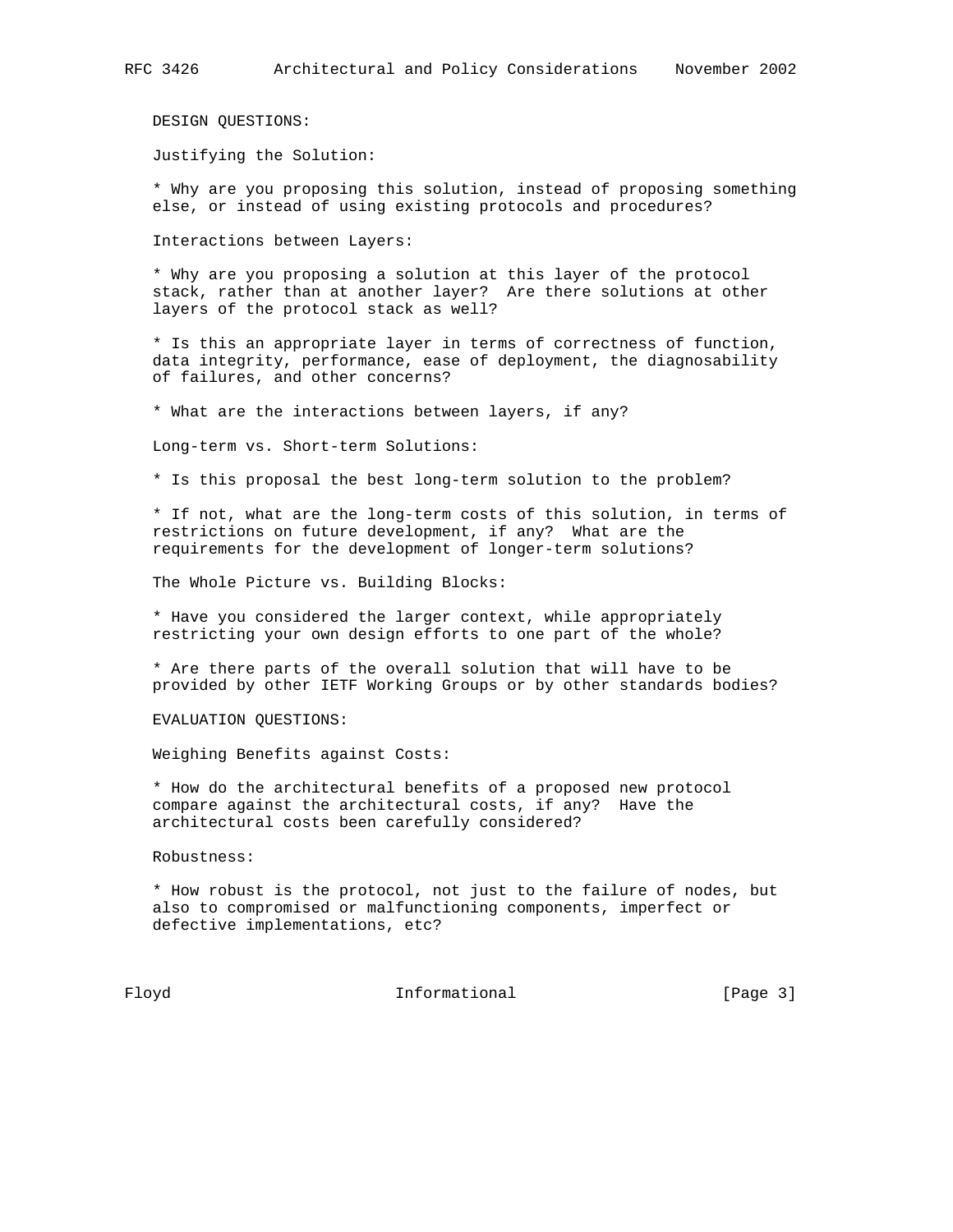DESIGN QUESTIONS:

Justifying the Solution:

* Why are you proposing this solution, instead of proposing something else, or instead of using existing protocols and procedures?

Interactions between Layers:

* Why are you proposing a solution at this layer of the protocol stack, rather than at another layer? Are there solutions at other layers of the protocol stack as well?

* Is this an appropriate layer in terms of correctness of function, data integrity, performance, ease of deployment, the diagnosability of failures, and other concerns?

* What are the interactions between layers, if any?

Long-term vs. Short-term Solutions:

* Is this proposal the best long-term solution to the problem?

* If not, what are the long-term costs of this solution, in terms of restrictions on future development, if any? What are the requirements for the development of longer-term solutions?

The Whole Picture vs. Building Blocks:

* Have you considered the larger context, while appropriately restricting your own design efforts to one part of the whole?

* Are there parts of the overall solution that will have to be provided by other IETF Working Groups or by other standards bodies?

EVALUATION QUESTIONS:

Weighing Benefits against Costs:

* How do the architectural benefits of a proposed new protocol compare against the architectural costs, if any? Have the architectural costs been carefully considered?

Robustness:

* How robust is the protocol, not just to the failure of nodes, but also to compromised or malfunctioning components, imperfect or defective implementations, etc?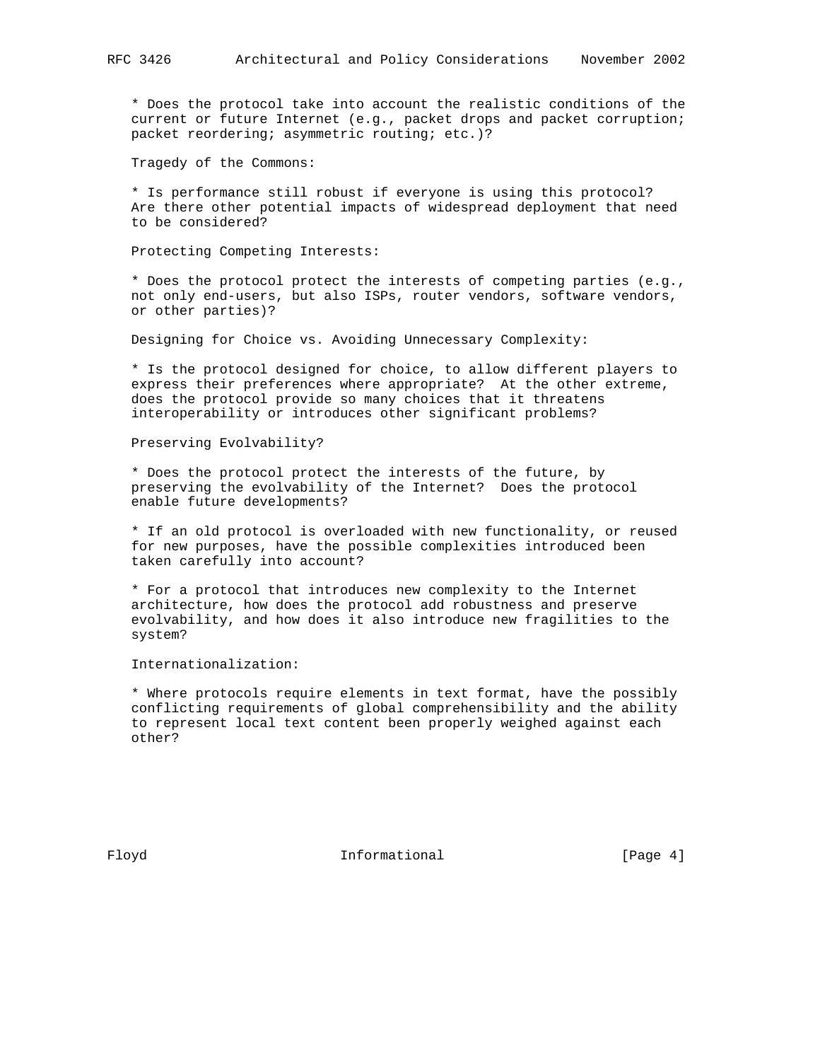* Does the protocol take into account the realistic conditions of the current or future Internet (e.g., packet drops and packet corruption; packet reordering; asymmetric routing; etc.)?

Tragedy of the Commons:

* Is performance still robust if everyone is using this protocol? Are there other potential impacts of widespread deployment that need to be considered?

Protecting Competing Interests:

* Does the protocol protect the interests of competing parties (e.g., not only end-users, but also ISPs, router vendors, software vendors, or other parties)?

Designing for Choice vs. Avoiding Unnecessary Complexity:

* Is the protocol designed for choice, to allow different players to express their preferences where appropriate? At the other extreme, does the protocol provide so many choices that it threatens interoperability or introduces other significant problems?

Preserving Evolvability?

* Does the protocol protect the interests of the future, by preserving the evolvability of the Internet? Does the protocol enable future developments?

* If an old protocol is overloaded with new functionality, or reused for new purposes, have the possible complexities introduced been taken carefully into account?

* For a protocol that introduces new complexity to the Internet architecture, how does the protocol add robustness and preserve evolvability, and how does it also introduce new fragilities to the system?

Internationalization:

* Where protocols require elements in text format, have the possibly conflicting requirements of global comprehensibility and the ability to represent local text content been properly weighed against each other?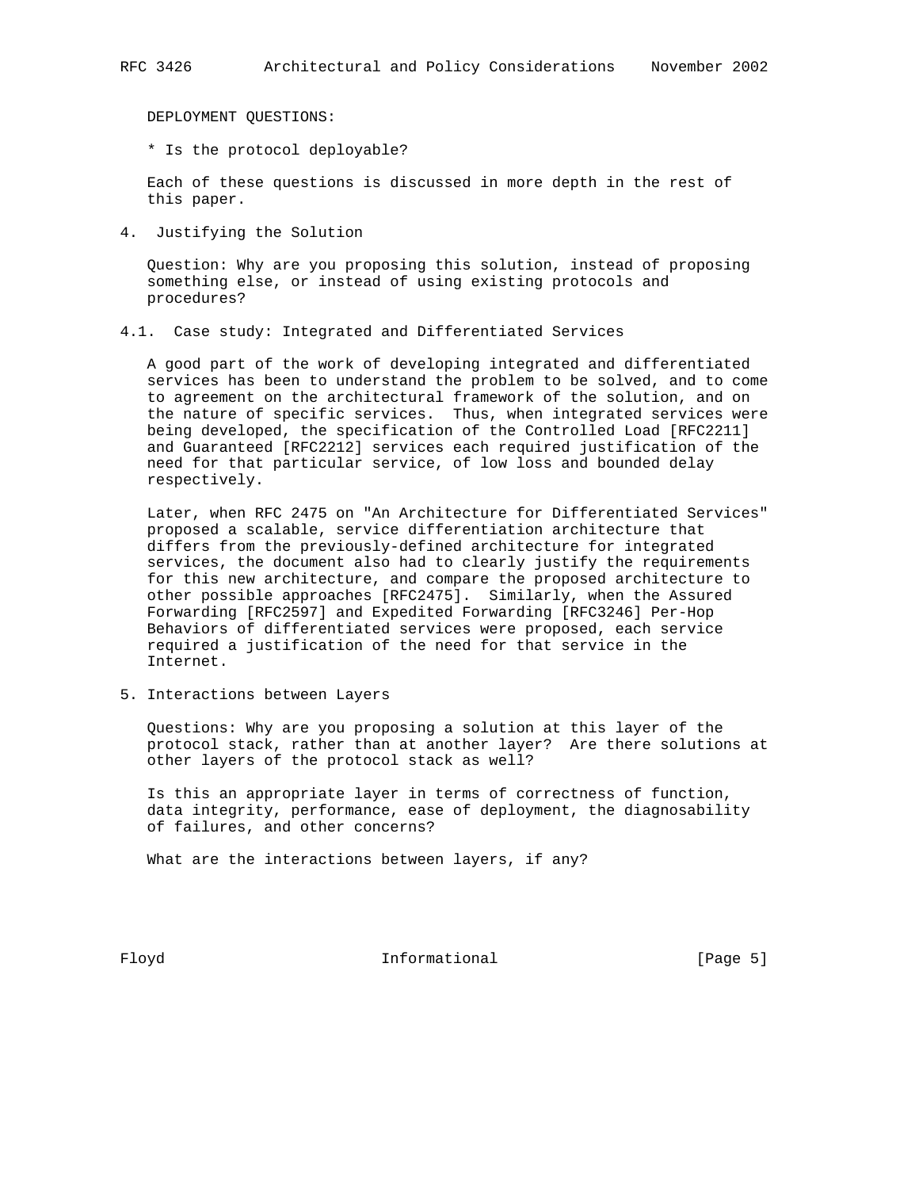DEPLOYMENT QUESTIONS:

* Is the protocol deployable?

Each of these questions is discussed in more depth in the rest of this paper.

## 4. Justifying the Solution

Question: Why are you proposing this solution, instead of proposing something else, or instead of using existing protocols and procedures?

### 4.1. Case study: Integrated and Differentiated Services

A good part of the work of developing integrated and differentiated services has been to understand the problem to be solved, and to come to agreement on the architectural framework of the solution, and on the nature of specific services. Thus, when integrated services were being developed, the specification of the Controlled Load [RFC2211] and Guaranteed [RFC2212] services each required justification of the need for that particular service, of low loss and bounded delay respectively.

Later, when RFC 2475 on "An Architecture for Differentiated Services" proposed a scalable, service differentiation architecture that differs from the previously-defined architecture for integrated services, the document also had to clearly justify the requirements for this new architecture, and compare the proposed architecture to other possible approaches [RFC2475]. Similarly, when the Assured Forwarding [RFC2597] and Expedited Forwarding [RFC3246] Per-Hop Behaviors of differentiated services were proposed, each service required a justification of the need for that service in the Internet.

## 5. Interactions between Layers

Questions: Why are you proposing a solution at this layer of the protocol stack, rather than at another layer? Are there solutions at other layers of the protocol stack as well?

Is this an appropriate layer in terms of correctness of function, data integrity, performance, ease of deployment, the diagnosability of failures, and other concerns?

What are the interactions between layers, if any?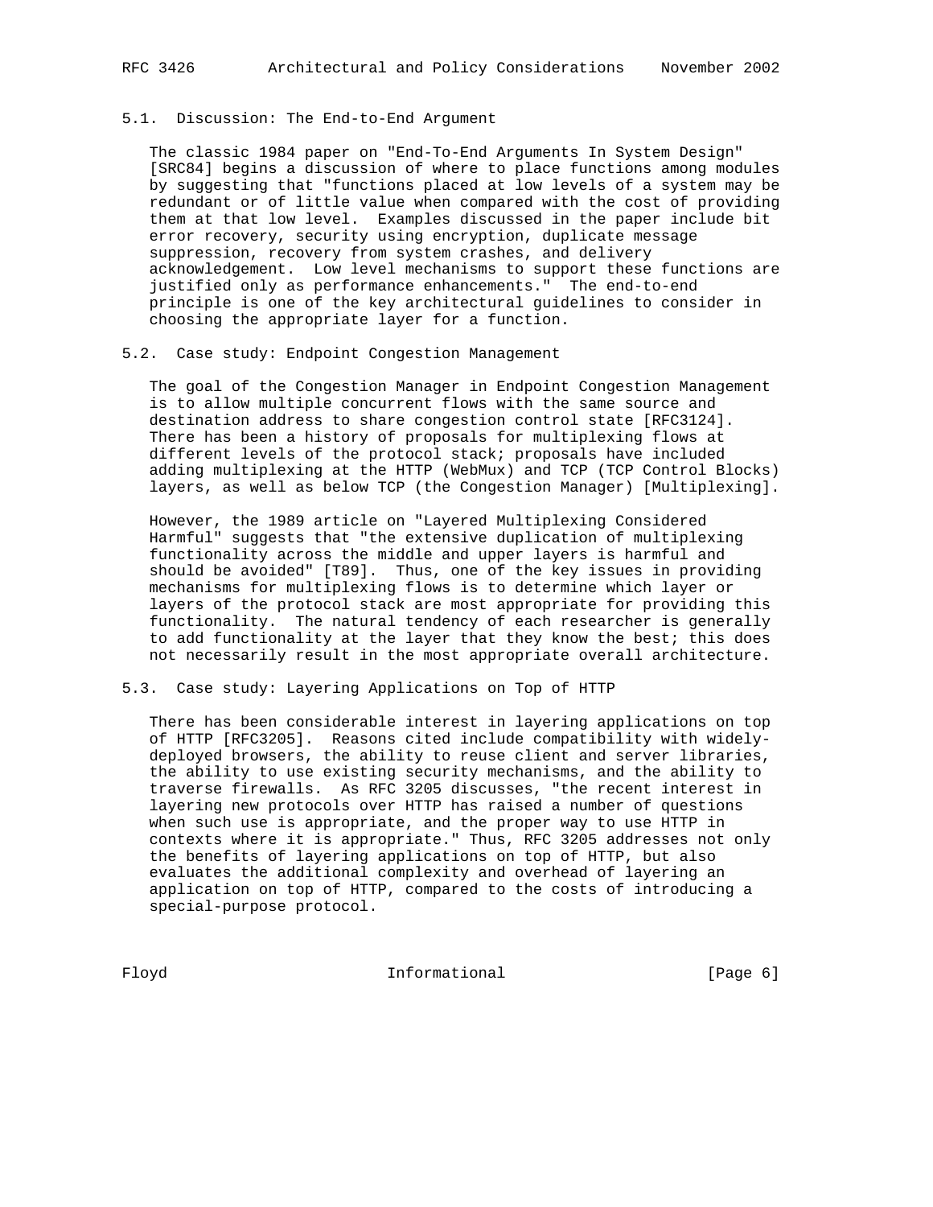### 5.1. Discussion: The End-to-End Argument

The classic 1984 paper on "End-To-End Arguments In System Design" [SRC84] begins a discussion of where to place functions among modules by suggesting that "functions placed at low levels of a system may be redundant or of little value when compared with the cost of providing them at that low level. Examples discussed in the paper include bit error recovery, security using encryption, duplicate message suppression, recovery from system crashes, and delivery acknowledgement. Low level mechanisms to support these functions are justified only as performance enhancements." The end-to-end principle is one of the key architectural guidelines to consider in choosing the appropriate layer for a function.

### 5.2. Case study: Endpoint Congestion Management

The goal of the Congestion Manager in Endpoint Congestion Management is to allow multiple concurrent flows with the same source and destination address to share congestion control state [RFC3124]. There has been a history of proposals for multiplexing flows at different levels of the protocol stack; proposals have included adding multiplexing at the HTTP (WebMux) and TCP (TCP Control Blocks) layers, as well as below TCP (the Congestion Manager) [Multiplexing].

However, the 1989 article on "Layered Multiplexing Considered Harmful" suggests that "the extensive duplication of multiplexing functionality across the middle and upper layers is harmful and should be avoided" [T89]. Thus, one of the key issues in providing mechanisms for multiplexing flows is to determine which layer or layers of the protocol stack are most appropriate for providing this functionality. The natural tendency of each researcher is generally to add functionality at the layer that they know the best; this does not necessarily result in the most appropriate overall architecture.

### 5.3. Case study: Layering Applications on Top of HTTP

There has been considerable interest in layering applications on top of HTTP [RFC3205]. Reasons cited include compatibility with widely-deployed browsers, the ability to reuse client and server libraries, the ability to use existing security mechanisms, and the ability to traverse firewalls. As RFC 3205 discusses, "the recent interest in layering new protocols over HTTP has raised a number of questions when such use is appropriate, and the proper way to use HTTP in contexts where it is appropriate." Thus, RFC 3205 addresses not only the benefits of layering applications on top of HTTP, but also evaluates the additional complexity and overhead of layering an application on top of HTTP, compared to the costs of introducing a special-purpose protocol.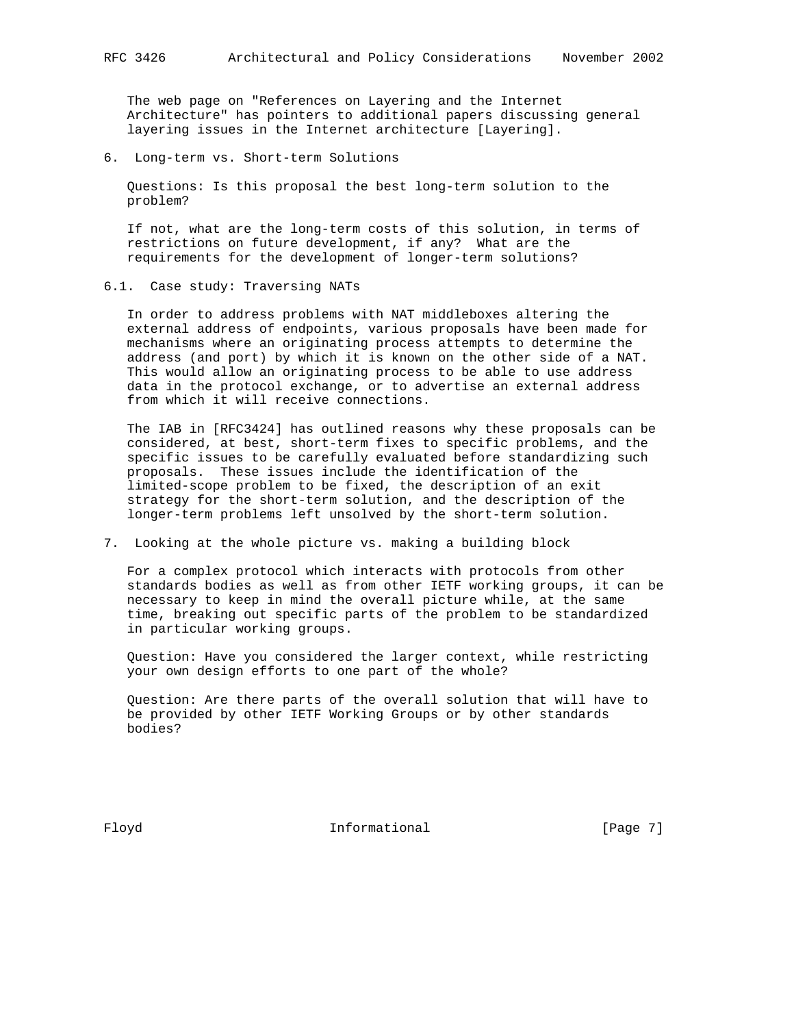The web page on "References on Layering and the Internet Architecture" has pointers to additional papers discussing general layering issues in the Internet architecture [Layering].

## 6. Long-term vs. Short-term Solutions

Questions: Is this proposal the best long-term solution to the problem?

If not, what are the long-term costs of this solution, in terms of restrictions on future development, if any? What are the requirements for the development of longer-term solutions?

### 6.1. Case study: Traversing NATs

In order to address problems with NAT middleboxes altering the external address of endpoints, various proposals have been made for mechanisms where an originating process attempts to determine the address (and port) by which it is known on the other side of a NAT. This would allow an originating process to be able to use address data in the protocol exchange, or to advertise an external address from which it will receive connections.

The IAB in [RFC3424] has outlined reasons why these proposals can be considered, at best, short-term fixes to specific problems, and the specific issues to be carefully evaluated before standardizing such proposals. These issues include the identification of the limited-scope problem to be fixed, the description of an exit strategy for the short-term solution, and the description of the longer-term problems left unsolved by the short-term solution.

## 7. Looking at the whole picture vs. making a building block

For a complex protocol which interacts with protocols from other standards bodies as well as from other IETF working groups, it can be necessary to keep in mind the overall picture while, at the same time, breaking out specific parts of the problem to be standardized in particular working groups.

Question: Have you considered the larger context, while restricting your own design efforts to one part of the whole?

Question: Are there parts of the overall solution that will have to be provided by other IETF Working Groups or by other standards bodies?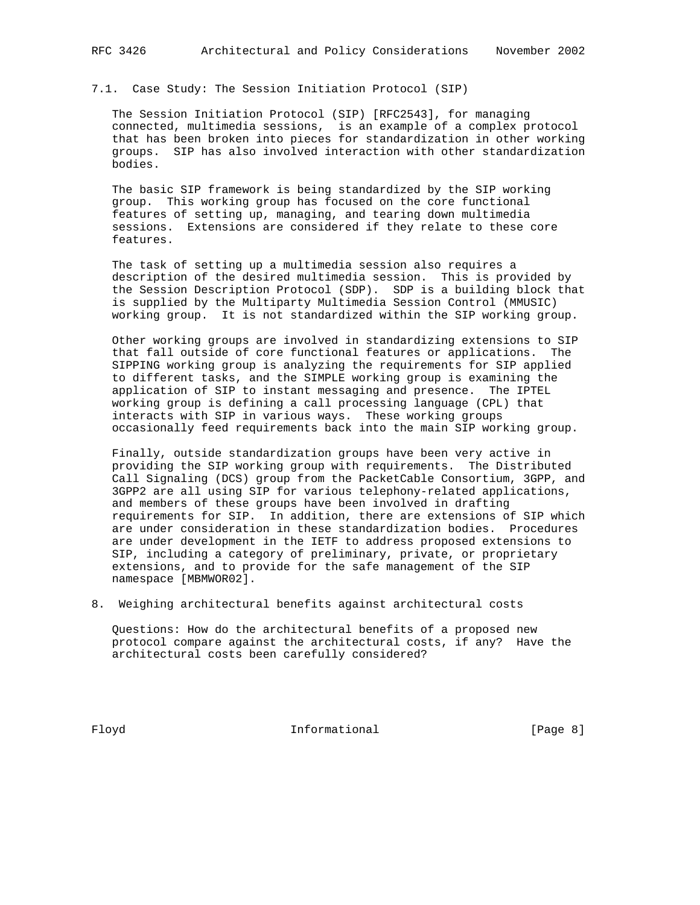### 7.1. Case Study: The Session Initiation Protocol (SIP)

The Session Initiation Protocol (SIP) [RFC2543], for managing connected, multimedia sessions, is an example of a complex protocol that has been broken into pieces for standardization in other working groups. SIP has also involved interaction with other standardization bodies.

The basic SIP framework is being standardized by the SIP working group. This working group has focused on the core functional features of setting up, managing, and tearing down multimedia sessions. Extensions are considered if they relate to these core features.

The task of setting up a multimedia session also requires a description of the desired multimedia session. This is provided by the Session Description Protocol (SDP). SDP is a building block that is supplied by the Multiparty Multimedia Session Control (MMUSIC) working group. It is not standardized within the SIP working group.

Other working groups are involved in standardizing extensions to SIP that fall outside of core functional features or applications. The SIPPING working group is analyzing the requirements for SIP applied to different tasks, and the SIMPLE working group is examining the application of SIP to instant messaging and presence. The IPTEL working group is defining a call processing language (CPL) that interacts with SIP in various ways. These working groups occasionally feed requirements back into the main SIP working group.

Finally, outside standardization groups have been very active in providing the SIP working group with requirements. The Distributed Call Signaling (DCS) group from the PacketCable Consortium, 3GPP, and 3GPP2 are all using SIP for various telephony-related applications, and members of these groups have been involved in drafting requirements for SIP. In addition, there are extensions of SIP which are under consideration in these standardization bodies. Procedures are under development in the IETF to address proposed extensions to SIP, including a category of preliminary, private, or proprietary extensions, and to provide for the safe management of the SIP namespace [MBMWOR02].

## 8. Weighing architectural benefits against architectural costs

Questions: How do the architectural benefits of a proposed new protocol compare against the architectural costs, if any? Have the architectural costs been carefully considered?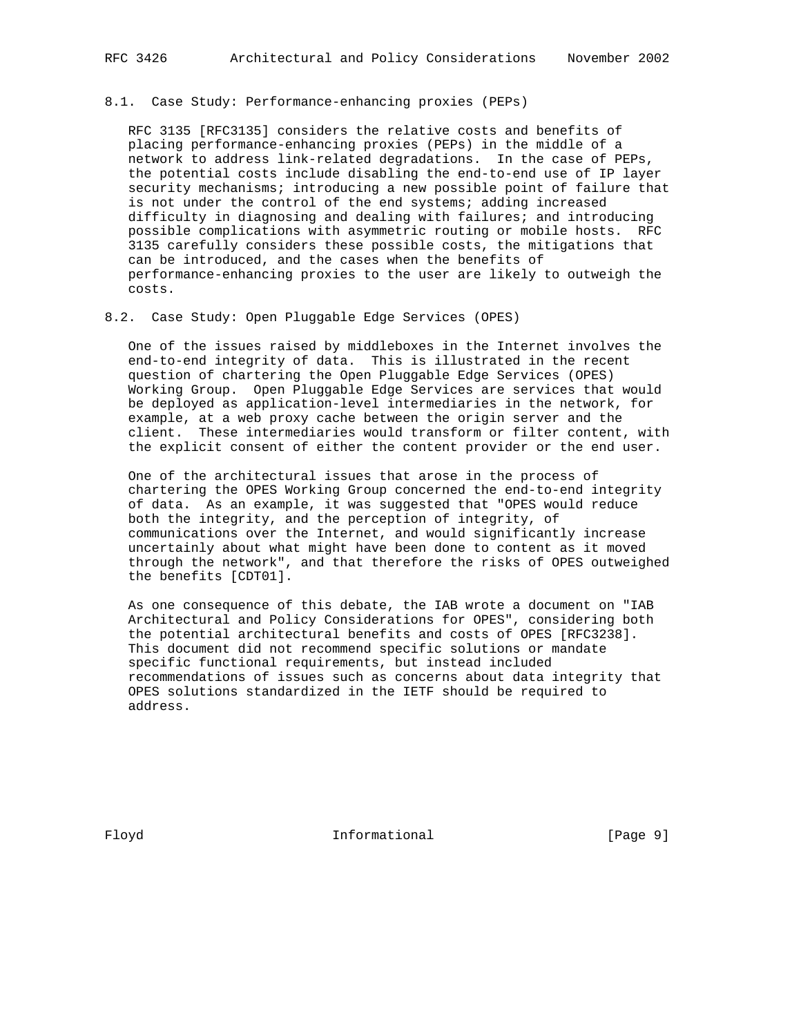### 8.1. Case Study: Performance-enhancing proxies (PEPs)

RFC 3135 [RFC3135] considers the relative costs and benefits of placing performance-enhancing proxies (PEPs) in the middle of a network to address link-related degradations. In the case of PEPs, the potential costs include disabling the end-to-end use of IP layer security mechanisms; introducing a new possible point of failure that is not under the control of the end systems; adding increased difficulty in diagnosing and dealing with failures; and introducing possible complications with asymmetric routing or mobile hosts. RFC 3135 carefully considers these possible costs, the mitigations that can be introduced, and the cases when the benefits of performance-enhancing proxies to the user are likely to outweigh the costs.

### 8.2. Case Study: Open Pluggable Edge Services (OPES)

One of the issues raised by middleboxes in the Internet involves the end-to-end integrity of data. This is illustrated in the recent question of chartering the Open Pluggable Edge Services (OPES) Working Group. Open Pluggable Edge Services are services that would be deployed as application-level intermediaries in the network, for example, at a web proxy cache between the origin server and the client. These intermediaries would transform or filter content, with the explicit consent of either the content provider or the end user.

One of the architectural issues that arose in the process of chartering the OPES Working Group concerned the end-to-end integrity of data. As an example, it was suggested that "OPES would reduce both the integrity, and the perception of integrity, of communications over the Internet, and would significantly increase uncertainly about what might have been done to content as it moved through the network", and that therefore the risks of OPES outweighed the benefits [CDT01].

As one consequence of this debate, the IAB wrote a document on "IAB Architectural and Policy Considerations for OPES", considering both the potential architectural benefits and costs of OPES [RFC3238]. This document did not recommend specific solutions or mandate specific functional requirements, but instead included recommendations of issues such as concerns about data integrity that OPES solutions standardized in the IETF should be required to address.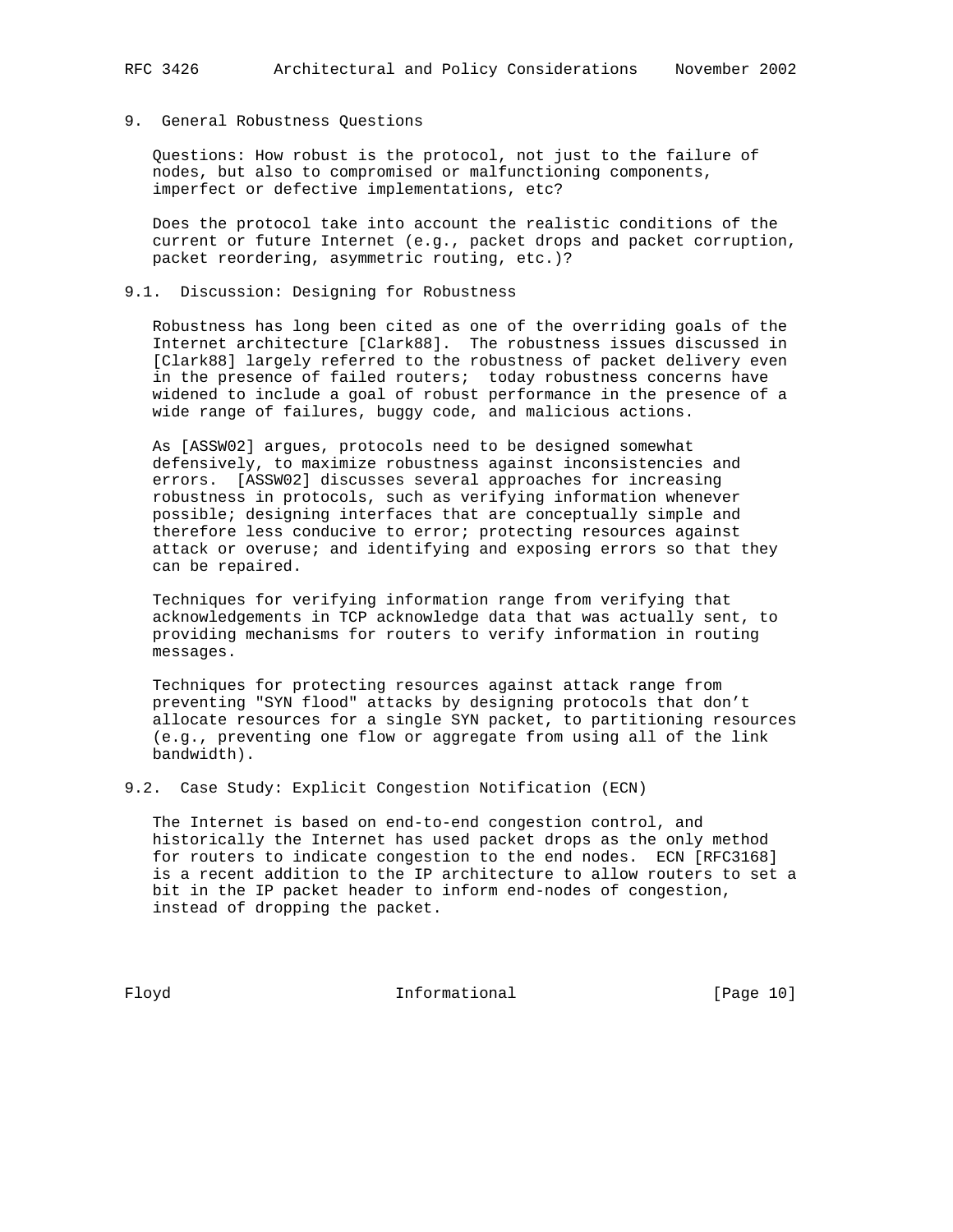## 9. General Robustness Questions

Questions: How robust is the protocol, not just to the failure of nodes, but also to compromised or malfunctioning components, imperfect or defective implementations, etc?

Does the protocol take into account the realistic conditions of the current or future Internet (e.g., packet drops and packet corruption, packet reordering, asymmetric routing, etc.)?

### 9.1. Discussion: Designing for Robustness

Robustness has long been cited as one of the overriding goals of the Internet architecture [Clark88]. The robustness issues discussed in [Clark88] largely referred to the robustness of packet delivery even in the presence of failed routers; today robustness concerns have widened to include a goal of robust performance in the presence of a wide range of failures, buggy code, and malicious actions.

As [ASSW02] argues, protocols need to be designed somewhat defensively, to maximize robustness against inconsistencies and errors. [ASSW02] discusses several approaches for increasing robustness in protocols, such as verifying information whenever possible; designing interfaces that are conceptually simple and therefore less conducive to error; protecting resources against attack or overuse; and identifying and exposing errors so that they can be repaired.

Techniques for verifying information range from verifying that acknowledgements in TCP acknowledge data that was actually sent, to providing mechanisms for routers to verify information in routing messages.

Techniques for protecting resources against attack range from preventing "SYN flood" attacks by designing protocols that don't allocate resources for a single SYN packet, to partitioning resources (e.g., preventing one flow or aggregate from using all of the link bandwidth).

### 9.2. Case Study: Explicit Congestion Notification (ECN)

The Internet is based on end-to-end congestion control, and historically the Internet has used packet drops as the only method for routers to indicate congestion to the end nodes. ECN [RFC3168] is a recent addition to the IP architecture to allow routers to set a bit in the IP packet header to inform end-nodes of congestion, instead of dropping the packet.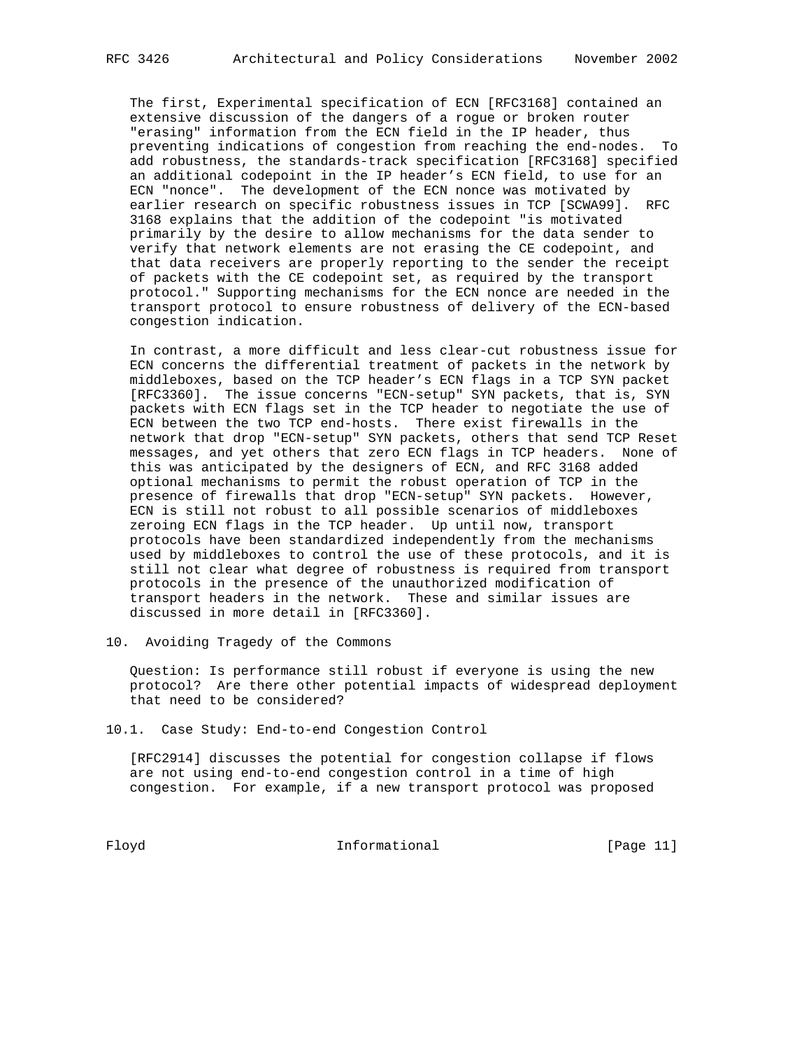The first, Experimental specification of ECN [RFC3168] contained an extensive discussion of the dangers of a rogue or broken router "erasing" information from the ECN field in the IP header, thus preventing indications of congestion from reaching the end-nodes. To add robustness, the standards-track specification [RFC3168] specified an additional codepoint in the IP header's ECN field, to use for an ECN "nonce". The development of the ECN nonce was motivated by earlier research on specific robustness issues in TCP [SCWA99]. RFC 3168 explains that the addition of the codepoint "is motivated primarily by the desire to allow mechanisms for the data sender to verify that network elements are not erasing the CE codepoint, and that data receivers are properly reporting to the sender the receipt of packets with the CE codepoint set, as required by the transport protocol." Supporting mechanisms for the ECN nonce are needed in the transport protocol to ensure robustness of delivery of the ECN-based congestion indication.

In contrast, a more difficult and less clear-cut robustness issue for ECN concerns the differential treatment of packets in the network by middleboxes, based on the TCP header's ECN flags in a TCP SYN packet [RFC3360]. The issue concerns "ECN-setup" SYN packets, that is, SYN packets with ECN flags set in the TCP header to negotiate the use of ECN between the two TCP end-hosts. There exist firewalls in the network that drop "ECN-setup" SYN packets, others that send TCP Reset messages, and yet others that zero ECN flags in TCP headers. None of this was anticipated by the designers of ECN, and RFC 3168 added optional mechanisms to permit the robust operation of TCP in the presence of firewalls that drop "ECN-setup" SYN packets. However, ECN is still not robust to all possible scenarios of middleboxes zeroing ECN flags in the TCP header. Up until now, transport protocols have been standardized independently from the mechanisms used by middleboxes to control the use of these protocols, and it is still not clear what degree of robustness is required from transport protocols in the presence of the unauthorized modification of transport headers in the network. These and similar issues are discussed in more detail in [RFC3360].

## 10. Avoiding Tragedy of the Commons

Question: Is performance still robust if everyone is using the new protocol? Are there other potential impacts of widespread deployment that need to be considered?

### 10.1. Case Study: End-to-end Congestion Control

[RFC2914] discusses the potential for congestion collapse if flows are not using end-to-end congestion control in a time of high congestion. For example, if a new transport protocol was proposed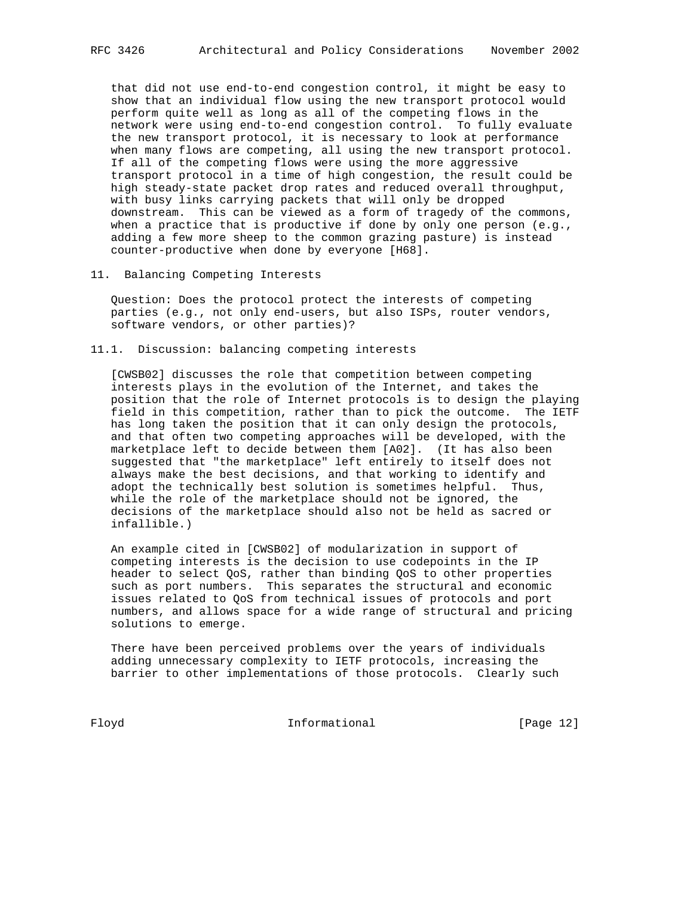that did not use end-to-end congestion control, it might be easy to show that an individual flow using the new transport protocol would perform quite well as long as all of the competing flows in the network were using end-to-end congestion control. To fully evaluate the new transport protocol, it is necessary to look at performance when many flows are competing, all using the new transport protocol. If all of the competing flows were using the more aggressive transport protocol in a time of high congestion, the result could be high steady-state packet drop rates and reduced overall throughput, with busy links carrying packets that will only be dropped downstream. This can be viewed as a form of tragedy of the commons, when a practice that is productive if done by only one person (e.g., adding a few more sheep to the common grazing pasture) is instead counter-productive when done by everyone [H68].

## 11. Balancing Competing Interests

Question: Does the protocol protect the interests of competing parties (e.g., not only end-users, but also ISPs, router vendors, software vendors, or other parties)?

### 11.1. Discussion: balancing competing interests

[CWSB02] discusses the role that competition between competing interests plays in the evolution of the Internet, and takes the position that the role of Internet protocols is to design the playing field in this competition, rather than to pick the outcome. The IETF has long taken the position that it can only design the protocols, and that often two competing approaches will be developed, with the marketplace left to decide between them [A02]. (It has also been suggested that "the marketplace" left entirely to itself does not always make the best decisions, and that working to identify and adopt the technically best solution is sometimes helpful. Thus, while the role of the marketplace should not be ignored, the decisions of the marketplace should also not be held as sacred or infallible.)

An example cited in [CWSB02] of modularization in support of competing interests is the decision to use codepoints in the IP header to select QoS, rather than binding QoS to other properties such as port numbers. This separates the structural and economic issues related to QoS from technical issues of protocols and port numbers, and allows space for a wide range of structural and pricing solutions to emerge.

There have been perceived problems over the years of individuals adding unnecessary complexity to IETF protocols, increasing the barrier to other implementations of those protocols. Clearly such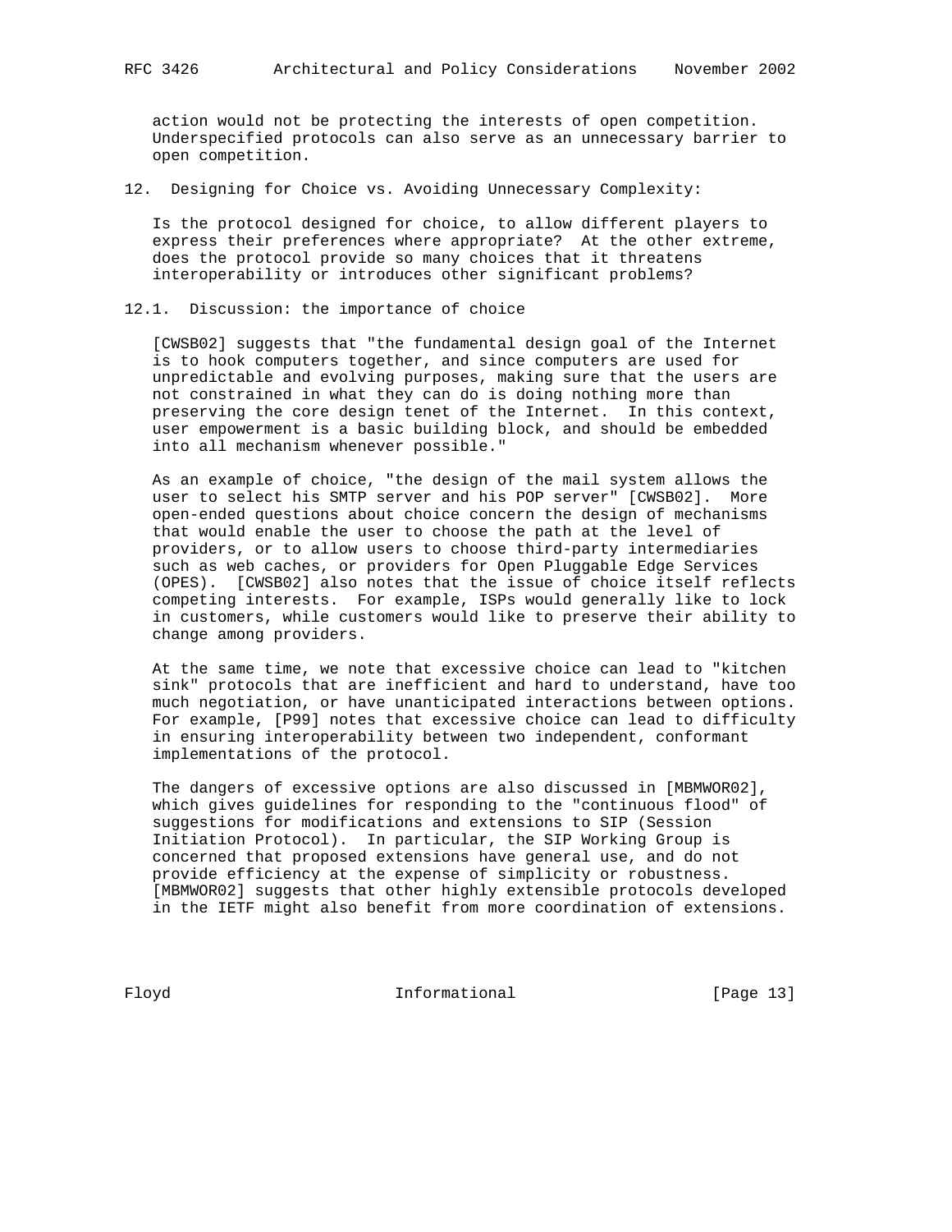action would not be protecting the interests of open competition. Underspecified protocols can also serve as an unnecessary barrier to open competition.

## 12. Designing for Choice vs. Avoiding Unnecessary Complexity:

Is the protocol designed for choice, to allow different players to express their preferences where appropriate? At the other extreme, does the protocol provide so many choices that it threatens interoperability or introduces other significant problems?

### 12.1. Discussion: the importance of choice

[CWSB02] suggests that "the fundamental design goal of the Internet is to hook computers together, and since computers are used for unpredictable and evolving purposes, making sure that the users are not constrained in what they can do is doing nothing more than preserving the core design tenet of the Internet. In this context, user empowerment is a basic building block, and should be embedded into all mechanism whenever possible."

As an example of choice, "the design of the mail system allows the user to select his SMTP server and his POP server" [CWSB02]. More open-ended questions about choice concern the design of mechanisms that would enable the user to choose the path at the level of providers, or to allow users to choose third-party intermediaries such as web caches, or providers for Open Pluggable Edge Services (OPES). [CWSB02] also notes that the issue of choice itself reflects competing interests. For example, ISPs would generally like to lock in customers, while customers would like to preserve their ability to change among providers.

At the same time, we note that excessive choice can lead to "kitchen sink" protocols that are inefficient and hard to understand, have too much negotiation, or have unanticipated interactions between options. For example, [P99] notes that excessive choice can lead to difficulty in ensuring interoperability between two independent, conformant implementations of the protocol.

The dangers of excessive options are also discussed in [MBMWOR02], which gives guidelines for responding to the "continuous flood" of suggestions for modifications and extensions to SIP (Session Initiation Protocol). In particular, the SIP Working Group is concerned that proposed extensions have general use, and do not provide efficiency at the expense of simplicity or robustness. [MBMWOR02] suggests that other highly extensible protocols developed in the IETF might also benefit from more coordination of extensions.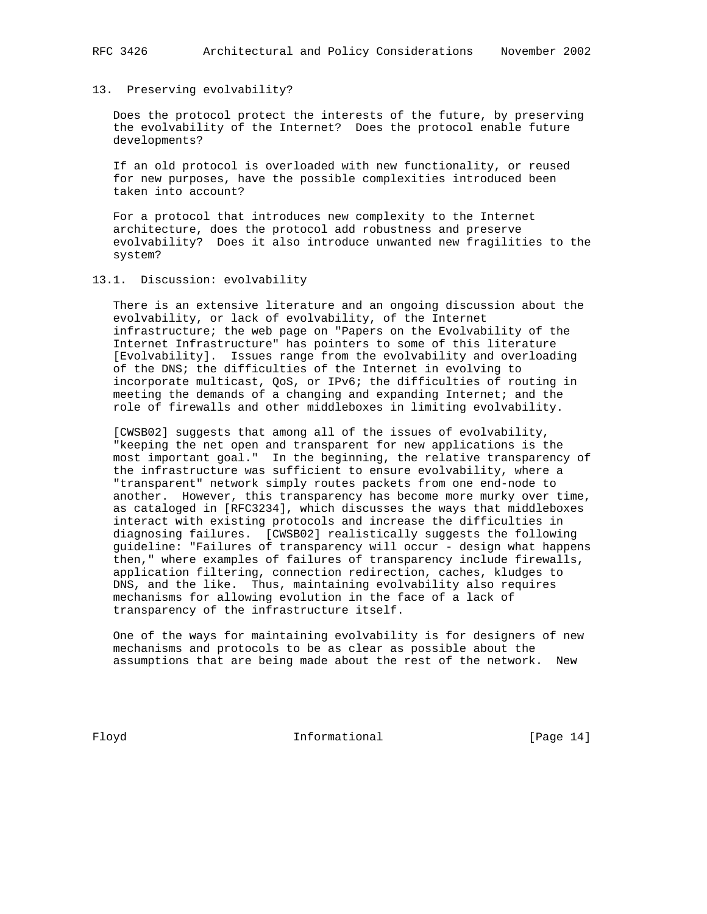## 13. Preserving evolvability?

Does the protocol protect the interests of the future, by preserving the evolvability of the Internet? Does the protocol enable future developments?

If an old protocol is overloaded with new functionality, or reused for new purposes, have the possible complexities introduced been taken into account?

For a protocol that introduces new complexity to the Internet architecture, does the protocol add robustness and preserve evolvability? Does it also introduce unwanted new fragilities to the system?

### 13.1. Discussion: evolvability

There is an extensive literature and an ongoing discussion about the evolvability, or lack of evolvability, of the Internet infrastructure; the web page on "Papers on the Evolvability of the Internet Infrastructure" has pointers to some of this literature [Evolvability]. Issues range from the evolvability and overloading of the DNS; the difficulties of the Internet in evolving to incorporate multicast, QoS, or IPv6; the difficulties of routing in meeting the demands of a changing and expanding Internet; and the role of firewalls and other middleboxes in limiting evolvability.

[CWSB02] suggests that among all of the issues of evolvability, "keeping the net open and transparent for new applications is the most important goal." In the beginning, the relative transparency of the infrastructure was sufficient to ensure evolvability, where a "transparent" network simply routes packets from one end-node to another. However, this transparency has become more murky over time, as cataloged in [RFC3234], which discusses the ways that middleboxes interact with existing protocols and increase the difficulties in diagnosing failures. [CWSB02] realistically suggests the following guideline: "Failures of transparency will occur - design what happens then," where examples of failures of transparency include firewalls, application filtering, connection redirection, caches, kludges to DNS, and the like. Thus, maintaining evolvability also requires mechanisms for allowing evolution in the face of a lack of transparency of the infrastructure itself.

One of the ways for maintaining evolvability is for designers of new mechanisms and protocols to be as clear as possible about the assumptions that are being made about the rest of the network. New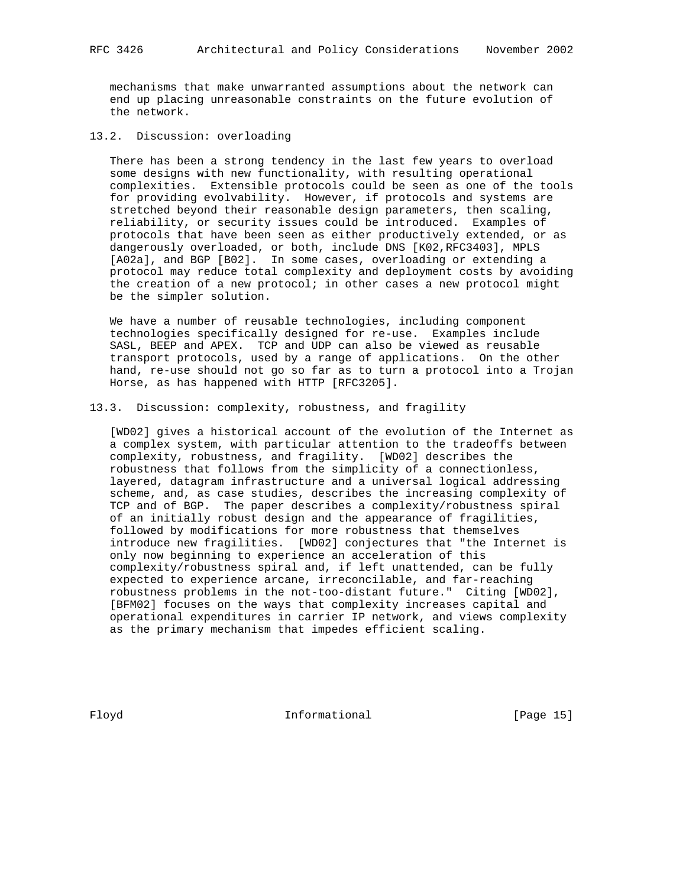mechanisms that make unwarranted assumptions about the network can end up placing unreasonable constraints on the future evolution of the network.

## 13.2. Discussion: overloading

There has been a strong tendency in the last few years to overload some designs with new functionality, with resulting operational complexities. Extensible protocols could be seen as one of the tools for providing evolvability. However, if protocols and systems are stretched beyond their reasonable design parameters, then scaling, reliability, or security issues could be introduced. Examples of protocols that have been seen as either productively extended, or as dangerously overloaded, or both, include DNS [K02,RFC3403], MPLS [A02a], and BGP [B02]. In some cases, overloading or extending a protocol may reduce total complexity and deployment costs by avoiding the creation of a new protocol; in other cases a new protocol might be the simpler solution.

We have a number of reusable technologies, including component technologies specifically designed for re-use. Examples include SASL, BEEP and APEX. TCP and UDP can also be viewed as reusable transport protocols, used by a range of applications. On the other hand, re-use should not go so far as to turn a protocol into a Trojan Horse, as has happened with HTTP [RFC3205].

## 13.3. Discussion: complexity, robustness, and fragility

[WD02] gives a historical account of the evolution of the Internet as a complex system, with particular attention to the tradeoffs between complexity, robustness, and fragility. [WD02] describes the robustness that follows from the simplicity of a connectionless, layered, datagram infrastructure and a universal logical addressing scheme, and, as case studies, describes the increasing complexity of TCP and of BGP. The paper describes a complexity/robustness spiral of an initially robust design and the appearance of fragilities, followed by modifications for more robustness that themselves introduce new fragilities. [WD02] conjectures that "the Internet is only now beginning to experience an acceleration of this complexity/robustness spiral and, if left unattended, can be fully expected to experience arcane, irreconcilable, and far-reaching robustness problems in the not-too-distant future." Citing [WD02], [BFM02] focuses on the ways that complexity increases capital and operational expenditures in carrier IP network, and views complexity as the primary mechanism that impedes efficient scaling.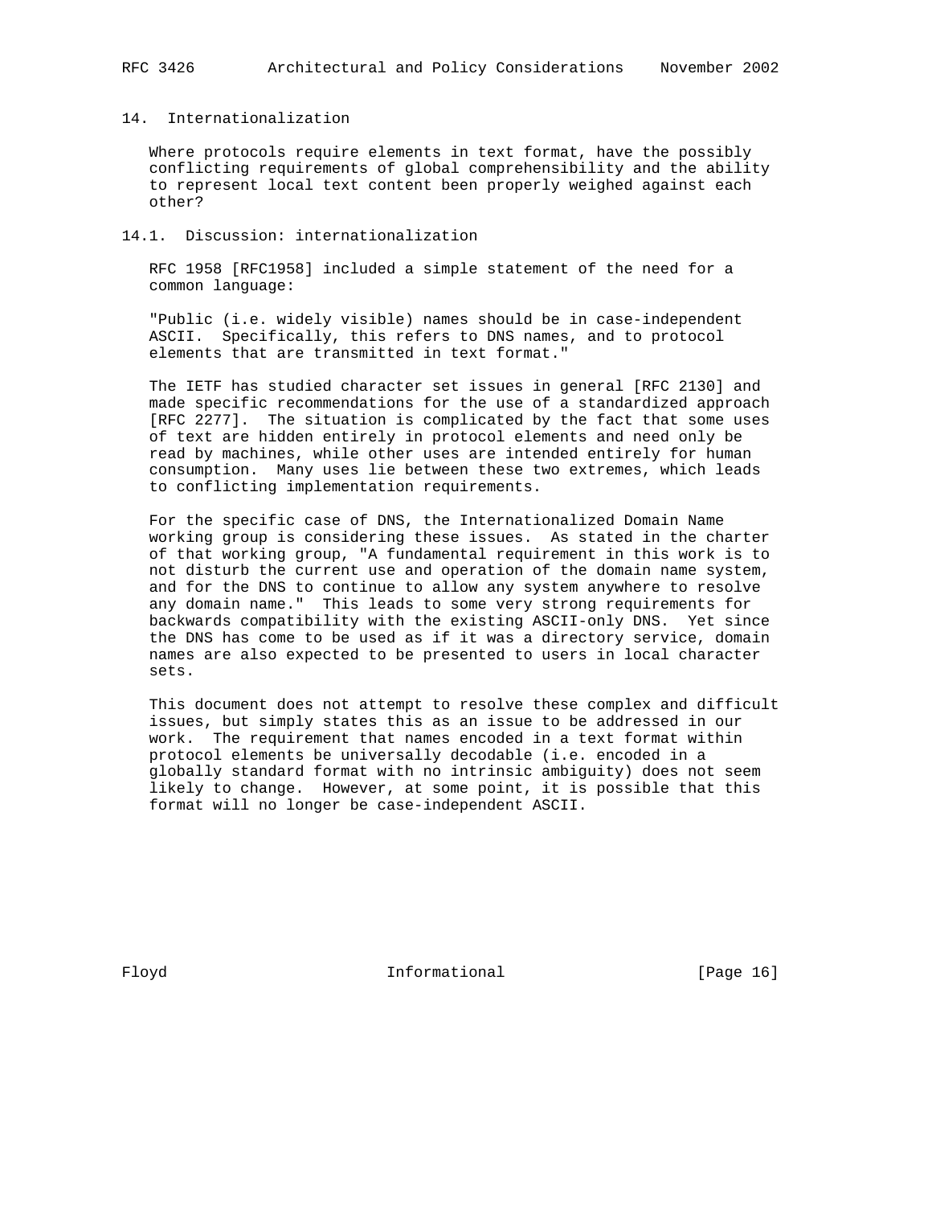## 14. Internationalization

Where protocols require elements in text format, have the possibly conflicting requirements of global comprehensibility and the ability to represent local text content been properly weighed against each other?

### 14.1. Discussion: internationalization

RFC 1958 [RFC1958] included a simple statement of the need for a common language:

"Public (i.e. widely visible) names should be in case-independent ASCII. Specifically, this refers to DNS names, and to protocol elements that are transmitted in text format."

The IETF has studied character set issues in general [RFC 2130] and made specific recommendations for the use of a standardized approach [RFC 2277]. The situation is complicated by the fact that some uses of text are hidden entirely in protocol elements and need only be read by machines, while other uses are intended entirely for human consumption. Many uses lie between these two extremes, which leads to conflicting implementation requirements.

For the specific case of DNS, the Internationalized Domain Name working group is considering these issues. As stated in the charter of that working group, "A fundamental requirement in this work is to not disturb the current use and operation of the domain name system, and for the DNS to continue to allow any system anywhere to resolve any domain name." This leads to some very strong requirements for backwards compatibility with the existing ASCII-only DNS. Yet since the DNS has come to be used as if it was a directory service, domain names are also expected to be presented to users in local character sets.

This document does not attempt to resolve these complex and difficult issues, but simply states this as an issue to be addressed in our work. The requirement that names encoded in a text format within protocol elements be universally decodable (i.e. encoded in a globally standard format with no intrinsic ambiguity) does not seem likely to change. However, at some point, it is possible that this format will no longer be case-independent ASCII.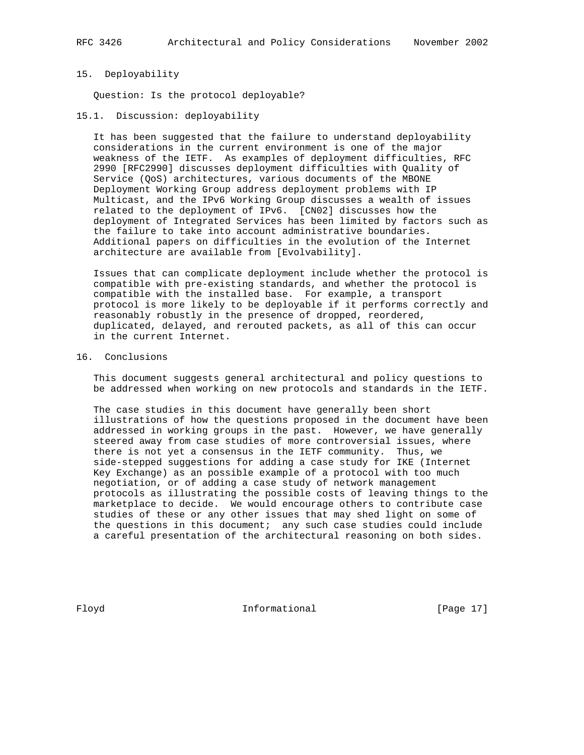## 15. Deployability

Question: Is the protocol deployable?

### 15.1. Discussion: deployability

It has been suggested that the failure to understand deployability considerations in the current environment is one of the major weakness of the IETF. As examples of deployment difficulties, RFC 2990 [RFC2990] discusses deployment difficulties with Quality of Service (QoS) architectures, various documents of the MBONE Deployment Working Group address deployment problems with IP Multicast, and the IPv6 Working Group discusses a wealth of issues related to the deployment of IPv6. [CN02] discusses how the deployment of Integrated Services has been limited by factors such as the failure to take into account administrative boundaries. Additional papers on difficulties in the evolution of the Internet architecture are available from [Evolvability].

Issues that can complicate deployment include whether the protocol is compatible with pre-existing standards, and whether the protocol is compatible with the installed base. For example, a transport protocol is more likely to be deployable if it performs correctly and reasonably robustly in the presence of dropped, reordered, duplicated, delayed, and rerouted packets, as all of this can occur in the current Internet.

## 16. Conclusions

This document suggests general architectural and policy questions to be addressed when working on new protocols and standards in the IETF.

The case studies in this document have generally been short illustrations of how the questions proposed in the document have been addressed in working groups in the past. However, we have generally steered away from case studies of more controversial issues, where there is not yet a consensus in the IETF community. Thus, we side-stepped suggestions for adding a case study for IKE (Internet Key Exchange) as an possible example of a protocol with too much negotiation, or of adding a case study of network management protocols as illustrating the possible costs of leaving things to the marketplace to decide. We would encourage others to contribute case studies of these or any other issues that may shed light on some of the questions in this document; any such case studies could include a careful presentation of the architectural reasoning on both sides.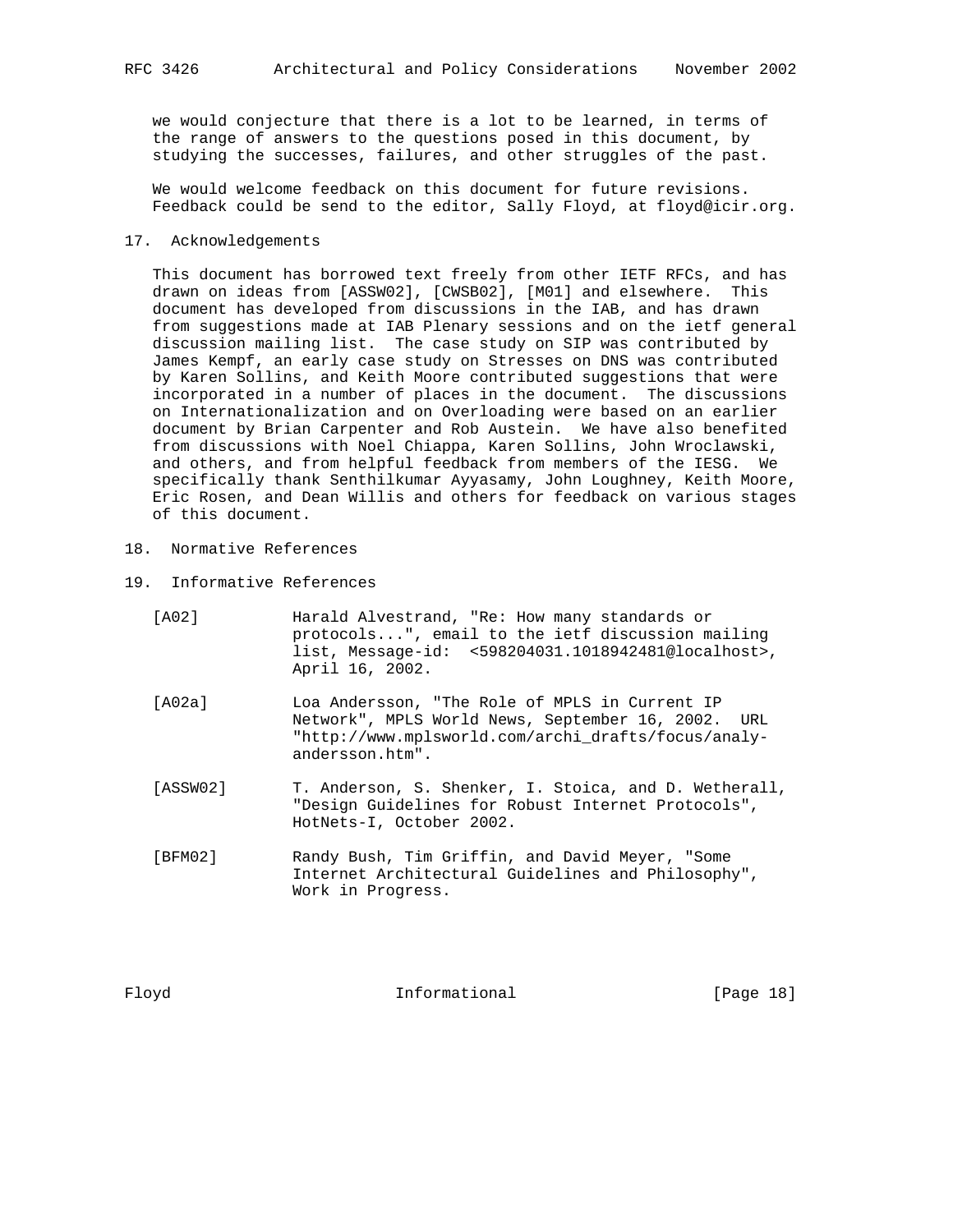we would conjecture that there is a lot to be learned, in terms of the range of answers to the questions posed in this document, by studying the successes, failures, and other struggles of the past.

We would welcome feedback on this document for future revisions. Feedback could be send to the editor, Sally Floyd, at floyd@icir.org.

## 17. Acknowledgements

This document has borrowed text freely from other IETF RFCs, and has drawn on ideas from [ASSW02], [CWSB02], [M01] and elsewhere. This document has developed from discussions in the IAB, and has drawn from suggestions made at IAB Plenary sessions and on the ietf general discussion mailing list. The case study on SIP was contributed by James Kempf, an early case study on Stresses on DNS was contributed by Karen Sollins, and Keith Moore contributed suggestions that were incorporated in a number of places in the document. The discussions on Internationalization and on Overloading were based on an earlier document by Brian Carpenter and Rob Austein. We have also benefited from discussions with Noel Chiappa, Karen Sollins, John Wroclawski, and others, and from helpful feedback from members of the IESG. We specifically thank Senthilkumar Ayyasamy, John Loughney, Keith Moore, Eric Rosen, and Dean Willis and others for feedback on various stages of this document.

## 18. Normative References

## 19. Informative References

[A02] Harald Alvestrand, "Re: How many standards or protocols...", email to the ietf discussion mailing list, Message-id: <598204031.1018942481@localhost>, April 16, 2002.

[A02a] Loa Andersson, "The Role of MPLS in Current IP Network", MPLS World News, September 16, 2002. URL "http://www.mplsworld.com/archi_drafts/focus/analy-andersson.htm".

[ASSW02] T. Anderson, S. Shenker, I. Stoica, and D. Wetherall, "Design Guidelines for Robust Internet Protocols", HotNets-I, October 2002.

[BFM02] Randy Bush, Tim Griffin, and David Meyer, "Some Internet Architectural Guidelines and Philosophy", Work in Progress.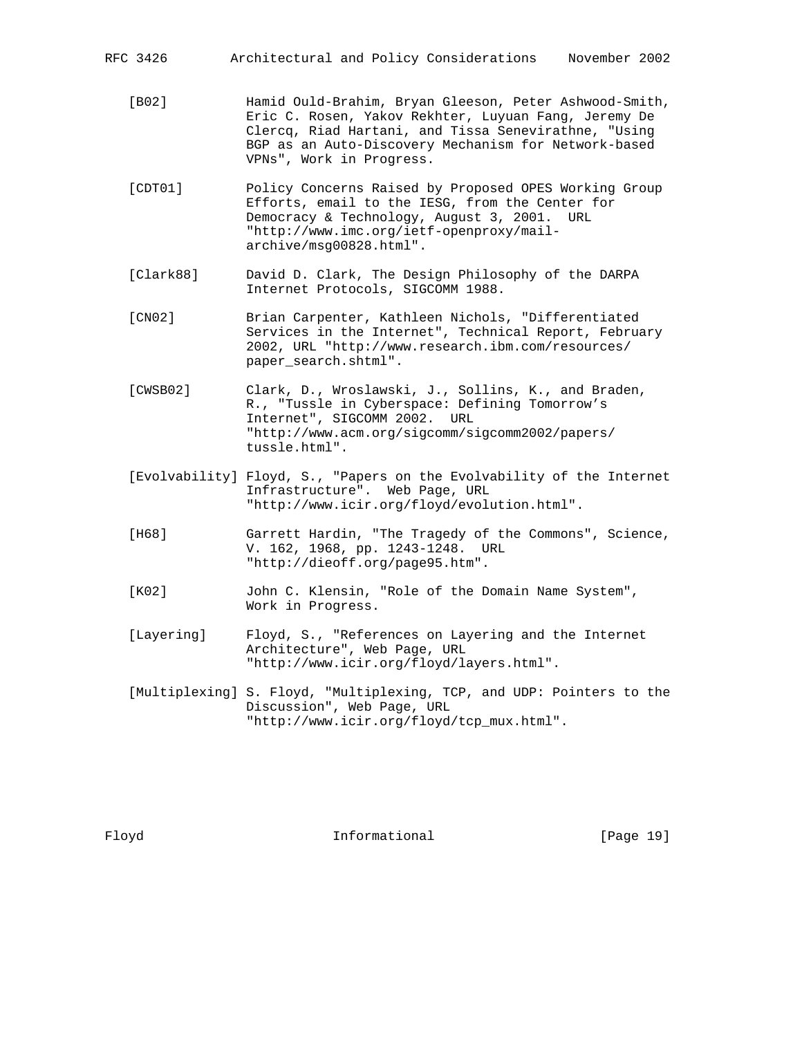[B02] Hamid Ould-Brahim, Bryan Gleeson, Peter Ashwood-Smith, Eric C. Rosen, Yakov Rekhter, Luyuan Fang, Jeremy De Clercq, Riad Hartani, and Tissa Senevirathne, "Using BGP as an Auto-Discovery Mechanism for Network-based VPNs", Work in Progress.

[CDT01] Policy Concerns Raised by Proposed OPES Working Group Efforts, email to the IESG, from the Center for Democracy & Technology, August 3, 2001. URL "http://www.imc.org/ietf-openproxy/mail-archive/msg00828.html".

[Clark88] David D. Clark, The Design Philosophy of the DARPA Internet Protocols, SIGCOMM 1988.

[CN02] Brian Carpenter, Kathleen Nichols, "Differentiated Services in the Internet", Technical Report, February 2002, URL "http://www.research.ibm.com/resources/paper_search.shtml".

[CWSB02] Clark, D., Wroslawski, J., Sollins, K., and Braden, R., "Tussle in Cyberspace: Defining Tomorrow's Internet", SIGCOMM 2002. URL "http://www.acm.org/sigcomm/sigcomm2002/papers/tussle.html".

[Evolvability] Floyd, S., "Papers on the Evolvability of the Internet Infrastructure". Web Page, URL "http://www.icir.org/floyd/evolution.html".

[H68] Garrett Hardin, "The Tragedy of the Commons", Science, V. 162, 1968, pp. 1243-1248. URL "http://dieoff.org/page95.htm".

[K02] John C. Klensin, "Role of the Domain Name System", Work in Progress.

[Layering] Floyd, S., "References on Layering and the Internet Architecture", Web Page, URL "http://www.icir.org/floyd/layers.html".

[Multiplexing] S. Floyd, "Multiplexing, TCP, and UDP: Pointers to the Discussion", Web Page, URL "http://www.icir.org/floyd/tcp_mux.html".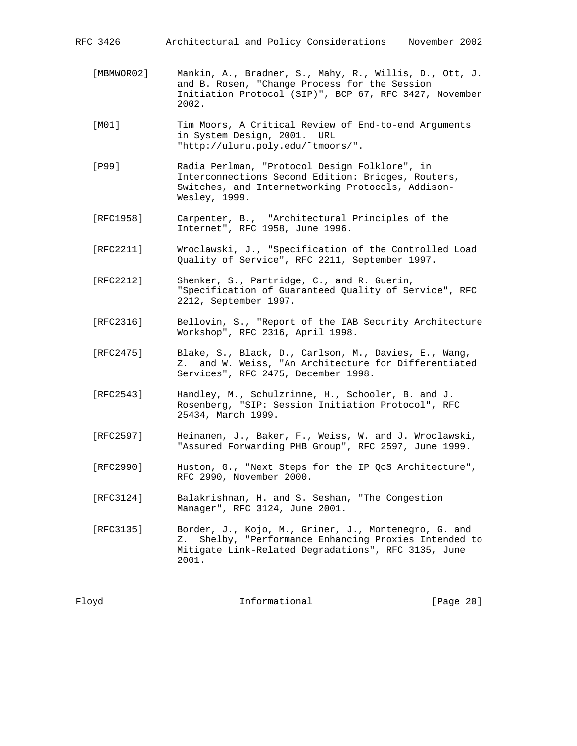[MBMWOR02] Mankin, A., Bradner, S., Mahy, R., Willis, D., Ott, J. and B. Rosen, "Change Process for the Session Initiation Protocol (SIP)", BCP 67, RFC 3427, November 2002.

[M01] Tim Moors, A Critical Review of End-to-end Arguments in System Design, 2001. URL "http://uluru.poly.edu/˜tmoors/".

[P99] Radia Perlman, "Protocol Design Folklore", in Interconnections Second Edition: Bridges, Routers, Switches, and Internetworking Protocols, Addison-Wesley, 1999.

[RFC1958] Carpenter, B., "Architectural Principles of the Internet", RFC 1958, June 1996.

[RFC2211] Wroclawski, J., "Specification of the Controlled Load Quality of Service", RFC 2211, September 1997.

[RFC2212] Shenker, S., Partridge, C., and R. Guerin, "Specification of Guaranteed Quality of Service", RFC 2212, September 1997.

[RFC2316] Bellovin, S., "Report of the IAB Security Architecture Workshop", RFC 2316, April 1998.

[RFC2475] Blake, S., Black, D., Carlson, M., Davies, E., Wang, Z. and W. Weiss, "An Architecture for Differentiated Services", RFC 2475, December 1998.

[RFC2543] Handley, M., Schulzrinne, H., Schooler, B. and J. Rosenberg, "SIP: Session Initiation Protocol", RFC 25434, March 1999.

[RFC2597] Heinanen, J., Baker, F., Weiss, W. and J. Wroclawski, "Assured Forwarding PHB Group", RFC 2597, June 1999.

[RFC2990] Huston, G., "Next Steps for the IP QoS Architecture", RFC 2990, November 2000.

[RFC3124] Balakrishnan, H. and S. Seshan, "The Congestion Manager", RFC 3124, June 2001.

[RFC3135] Border, J., Kojo, M., Griner, J., Montenegro, G. and Z. Shelby, "Performance Enhancing Proxies Intended to Mitigate Link-Related Degradations", RFC 3135, June 2001.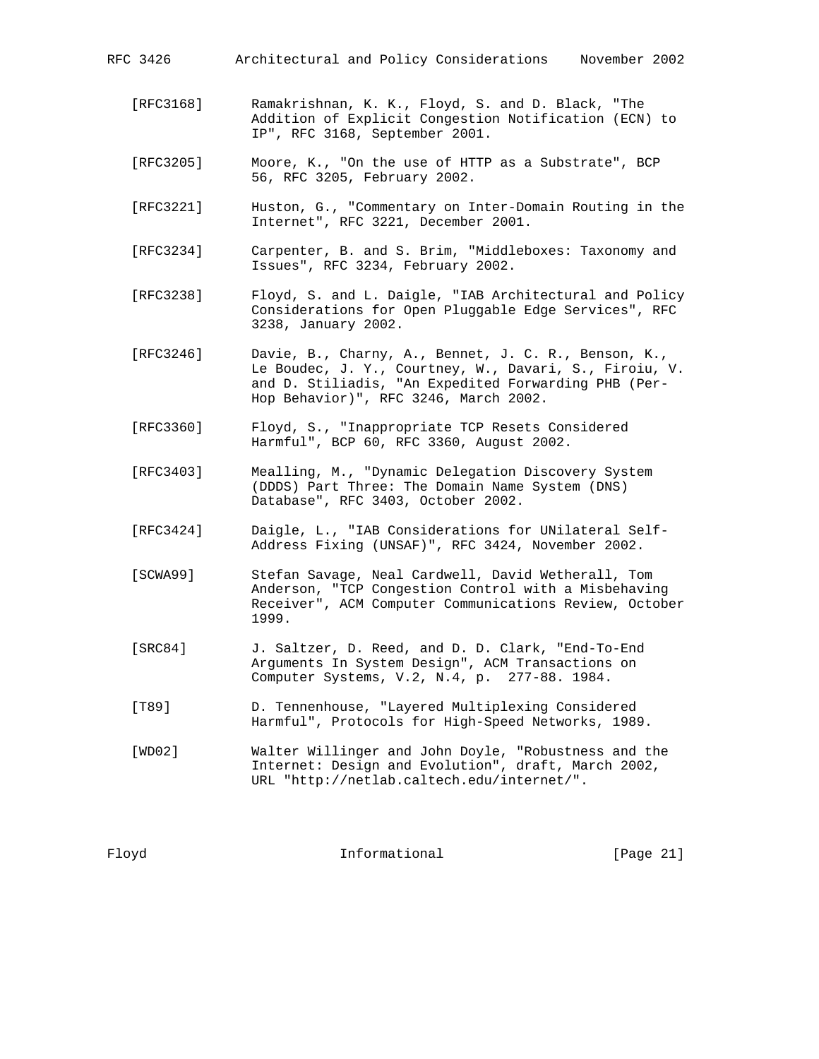[RFC3168] Ramakrishnan, K. K., Floyd, S. and D. Black, "The Addition of Explicit Congestion Notification (ECN) to IP", RFC 3168, September 2001.

[RFC3205] Moore, K., "On the use of HTTP as a Substrate", BCP 56, RFC 3205, February 2002.

[RFC3221] Huston, G., "Commentary on Inter-Domain Routing in the Internet", RFC 3221, December 2001.

[RFC3234] Carpenter, B. and S. Brim, "Middleboxes: Taxonomy and Issues", RFC 3234, February 2002.

[RFC3238] Floyd, S. and L. Daigle, "IAB Architectural and Policy Considerations for Open Pluggable Edge Services", RFC 3238, January 2002.

[RFC3246] Davie, B., Charny, A., Bennet, J. C. R., Benson, K., Le Boudec, J. Y., Courtney, W., Davari, S., Firoiu, V. and D. Stiliadis, "An Expedited Forwarding PHB (Per-Hop Behavior)", RFC 3246, March 2002.

[RFC3360] Floyd, S., "Inappropriate TCP Resets Considered Harmful", BCP 60, RFC 3360, August 2002.

[RFC3403] Mealling, M., "Dynamic Delegation Discovery System (DDDS) Part Three: The Domain Name System (DNS) Database", RFC 3403, October 2002.

[RFC3424] Daigle, L., "IAB Considerations for UNilateral Self-Address Fixing (UNSAF)", RFC 3424, November 2002.

[SCWA99] Stefan Savage, Neal Cardwell, David Wetherall, Tom Anderson, "TCP Congestion Control with a Misbehaving Receiver", ACM Computer Communications Review, October 1999.

[SRC84] J. Saltzer, D. Reed, and D. D. Clark, "End-To-End Arguments In System Design", ACM Transactions on Computer Systems, V.2, N.4, p. 277-88. 1984.

[T89] D. Tennenhouse, "Layered Multiplexing Considered Harmful", Protocols for High-Speed Networks, 1989.

[WD02] Walter Willinger and John Doyle, "Robustness and the Internet: Design and Evolution", draft, March 2002, URL "http://netlab.caltech.edu/internet/".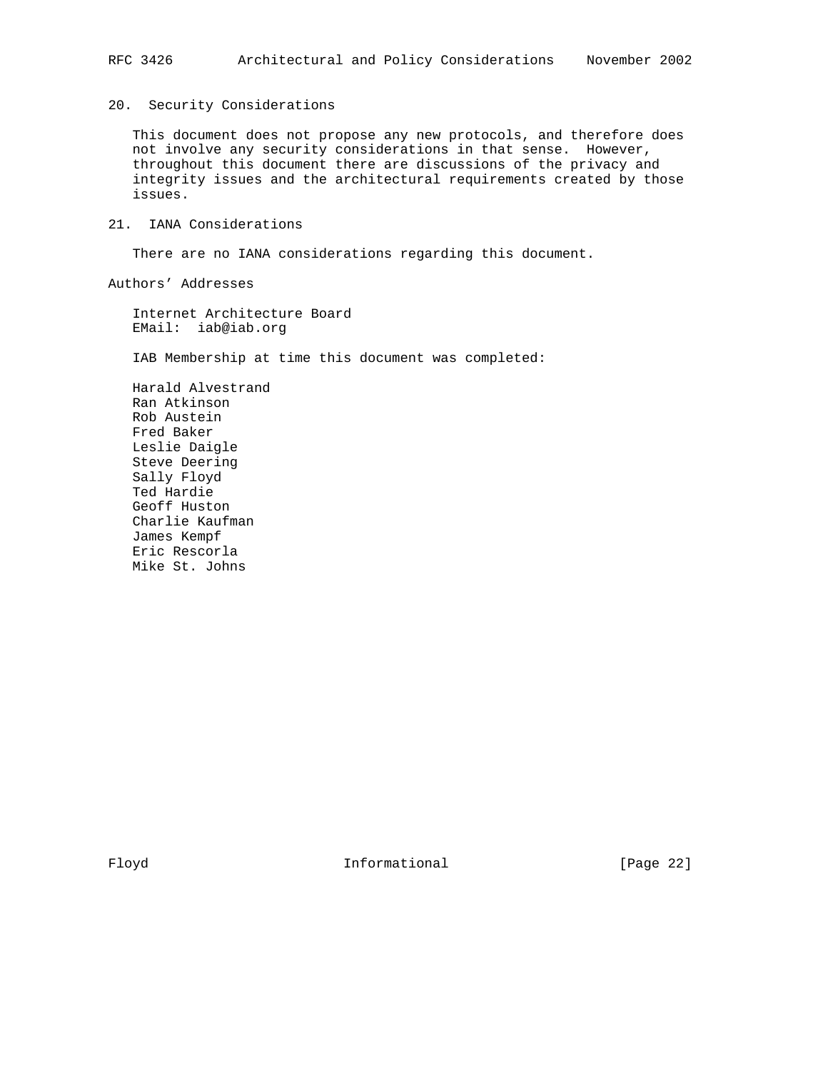## 20. Security Considerations

This document does not propose any new protocols, and therefore does not involve any security considerations in that sense. However, throughout this document there are discussions of the privacy and integrity issues and the architectural requirements created by those issues.

## 21. IANA Considerations

There are no IANA considerations regarding this document.

## Authors' Addresses

Internet Architecture Board
EMail: iab@iab.org

IAB Membership at time this document was completed:

Harald Alvestrand
Ran Atkinson
Rob Austein
Fred Baker
Leslie Daigle
Steve Deering
Sally Floyd
Ted Hardie
Geoff Huston
Charlie Kaufman
James Kempf
Eric Rescorla
Mike St. Johns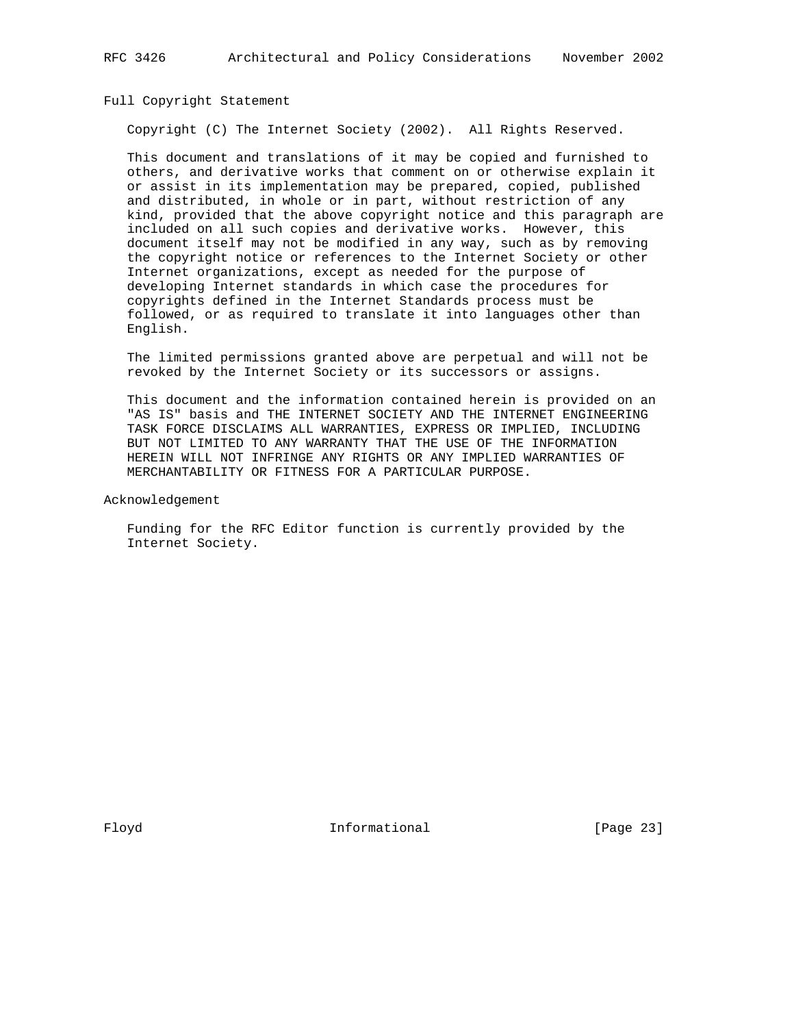## Full Copyright Statement

Copyright (C) The Internet Society (2002). All Rights Reserved.

This document and translations of it may be copied and furnished to others, and derivative works that comment on or otherwise explain it or assist in its implementation may be prepared, copied, published and distributed, in whole or in part, without restriction of any kind, provided that the above copyright notice and this paragraph are included on all such copies and derivative works. However, this document itself may not be modified in any way, such as by removing the copyright notice or references to the Internet Society or other Internet organizations, except as needed for the purpose of developing Internet standards in which case the procedures for copyrights defined in the Internet Standards process must be followed, or as required to translate it into languages other than English.

The limited permissions granted above are perpetual and will not be revoked by the Internet Society or its successors or assigns.

This document and the information contained herein is provided on an "AS IS" basis and THE INTERNET SOCIETY AND THE INTERNET ENGINEERING TASK FORCE DISCLAIMS ALL WARRANTIES, EXPRESS OR IMPLIED, INCLUDING BUT NOT LIMITED TO ANY WARRANTY THAT THE USE OF THE INFORMATION HEREIN WILL NOT INFRINGE ANY RIGHTS OR ANY IMPLIED WARRANTIES OF MERCHANTABILITY OR FITNESS FOR A PARTICULAR PURPOSE.

## Acknowledgement

Funding for the RFC Editor function is currently provided by the Internet Society.